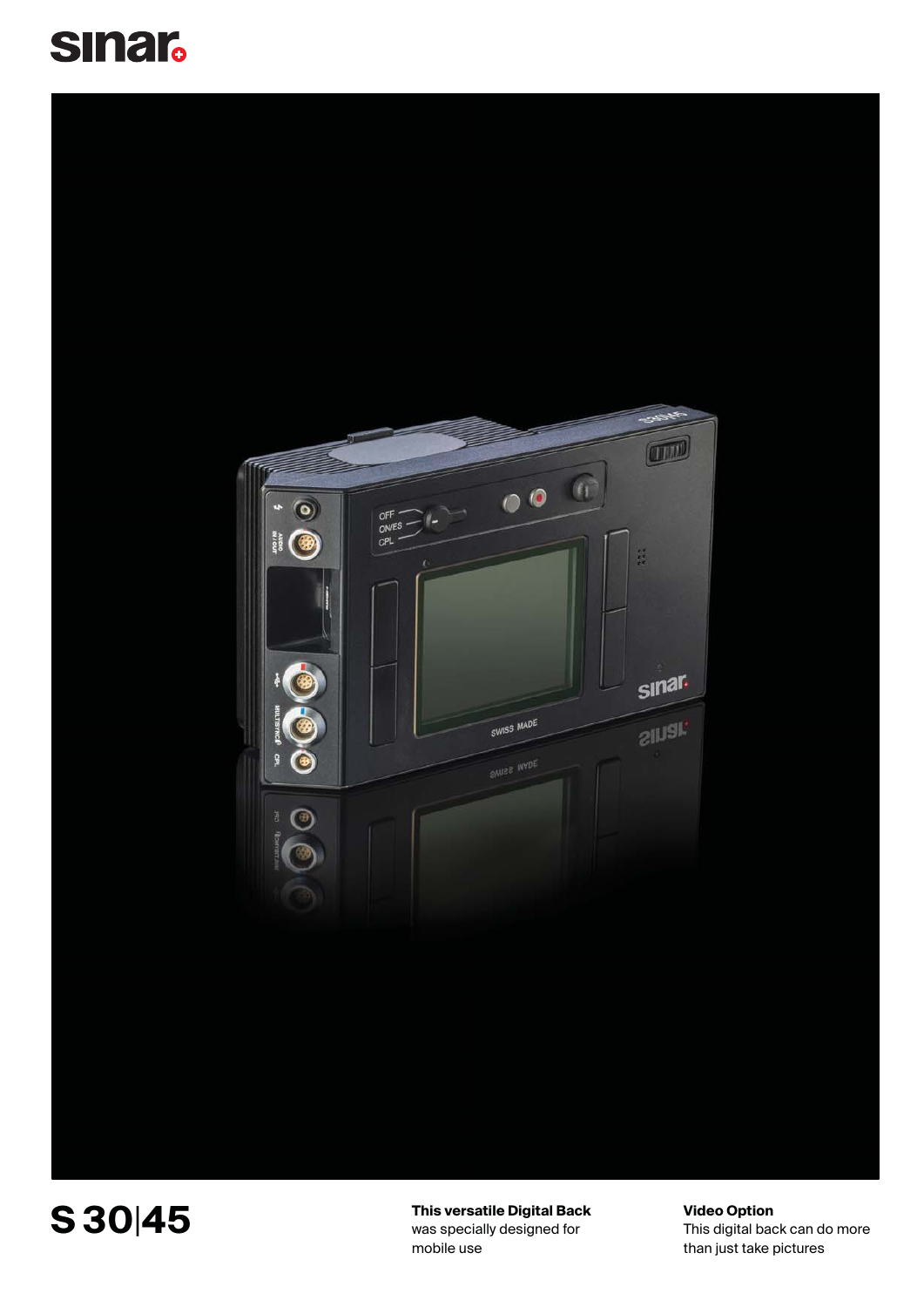sinar

# S 30|45

**This versatile Digital Back**
was specially designed for mobile use

**Video Option**
This digital back can do more than just take pictures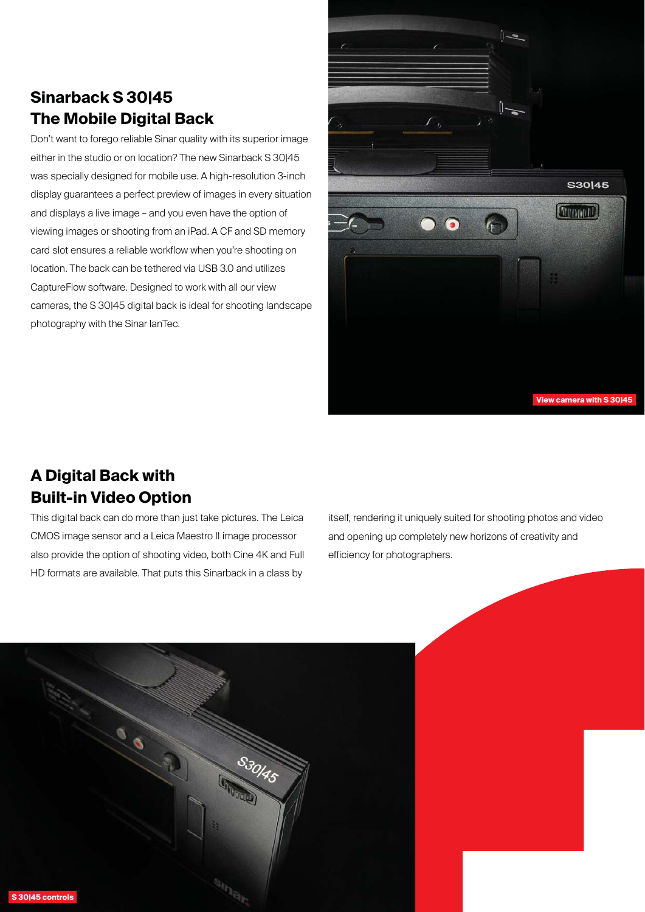## Sinarback S 30|45
## The Mobile Digital Back

Don't want to forego reliable Sinar quality with its superior image either in the studio or on location? The new Sinarback S 30|45 was specially designed for mobile use. A high-resolution 3-inch display guarantees a perfect preview of images in every situation and displays a live image – and you even have the option of viewing images or shooting from an iPad. A CF and SD memory card slot ensures a reliable workflow when you're shooting on location. The back can be tethered via USB 3.0 and utilizes CaptureFlow software. Designed to work with all our view cameras, the S 30|45 digital back is ideal for shooting landscape photography with the Sinar lanTec.

View camera with S 30|45

## A Digital Back with Built-in Video Option

This digital back can do more than just take pictures. The Leica CMOS image sensor and a Leica Maestro II image processor also provide the option of shooting video, both Cine 4K and Full HD formats are available. That puts this Sinarback in a class by itself, rendering it uniquely suited for shooting photos and video and opening up completely new horizons of creativity and efficiency for photographers.

S 30|45 controls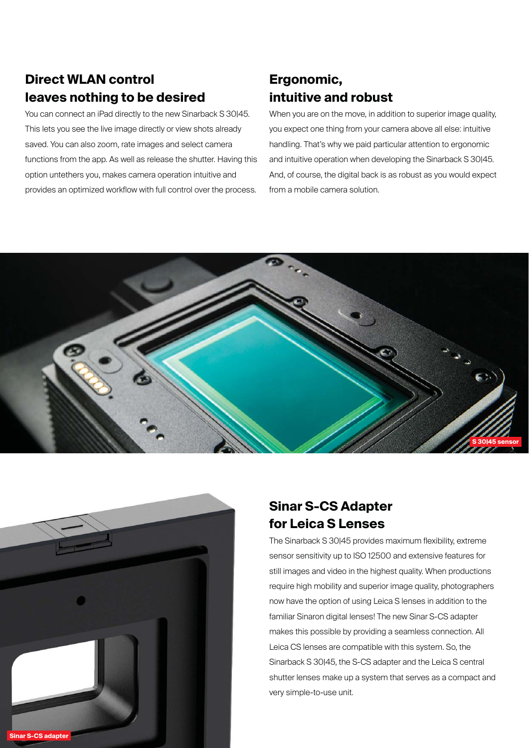## Direct WLAN control leaves nothing to be desired

You can connect an iPad directly to the new Sinarback S 30|45. This lets you see the live image directly or view shots already saved. You can also zoom, rate images and select camera functions from the app. As well as release the shutter. Having this option untethers you, makes camera operation intuitive and provides an optimized workflow with full control over the process.

## Ergonomic, intuitive and robust

When you are on the move, in addition to superior image quality, you expect one thing from your camera above all else: intuitive handling. That's why we paid particular attention to ergonomic and intuitive operation when developing the Sinarback S 30|45. And, of course, the digital back is as robust as you would expect from a mobile camera solution.

S 30|45 sensor

## Sinar S-CS Adapter for Leica S Lenses

The Sinarback S 30|45 provides maximum flexibility, extreme sensor sensitivity up to ISO 12500 and extensive features for still images and video in the highest quality. When productions require high mobility and superior image quality, photographers now have the option of using Leica S lenses in addition to the familiar Sinaron digital lenses! The new Sinar S-CS adapter makes this possible by providing a seamless connection. All Leica CS lenses are compatible with this system. So, the Sinarback S 30|45, the S-CS adapter and the Leica S central shutter lenses make up a system that serves as a compact and very simple-to-use unit.

Sinar S-CS adapter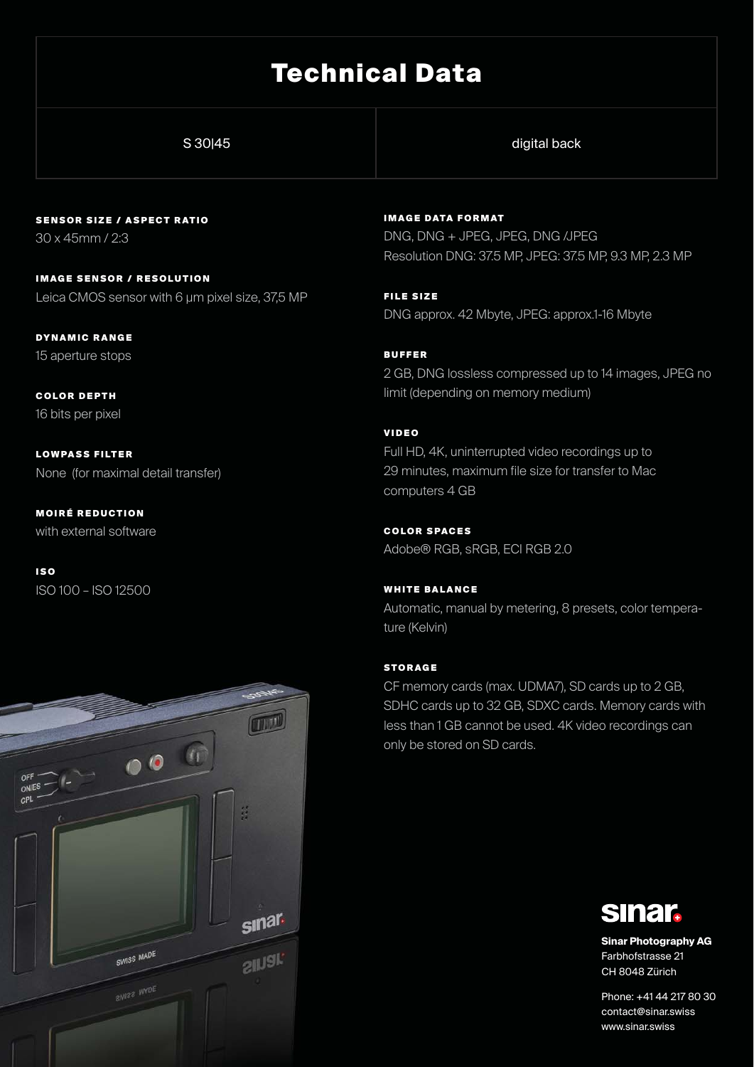# Technical Data

| | |
|---|---|
| S 30\|45 | digital back |

**SENSOR SIZE / ASPECT RATIO**
30 x 45mm / 2:3

**IMAGE SENSOR / RESOLUTION**
Leica CMOS sensor with 6 µm pixel size, 37,5 MP

**DYNAMIC RANGE**
15 aperture stops

**COLOR DEPTH**
16 bits per pixel

**LOWPASS FILTER**
None (for maximal detail transfer)

**MOIRÉ REDUCTION**
with external software

**ISO**
ISO 100 – ISO 12500

**IMAGE DATA FORMAT**
DNG, DNG + JPEG, JPEG, DNG /JPEG
Resolution DNG: 37.5 MP, JPEG: 37.5 MP, 9.3 MP, 2.3 MP

**FILE SIZE**
DNG approx. 42 Mbyte, JPEG: approx.1-16 Mbyte

**BUFFER**
2 GB, DNG lossless compressed up to 14 images, JPEG no limit (depending on memory medium)

**VIDEO**
Full HD, 4K, uninterrupted video recordings up to 29 minutes, maximum file size for transfer to Mac computers 4 GB

**COLOR SPACES**
Adobe® RGB, sRGB, ECI RGB 2.0

**WHITE BALANCE**
Automatic, manual by metering, 8 presets, color temperature (Kelvin)

**STORAGE**
CF memory cards (max. UDMA7), SD cards up to 2 GB, SDHC cards up to 32 GB, SDXC cards. Memory cards with less than 1 GB cannot be used. 4K video recordings can only be stored on SD cards.

**Sinar Photography AG**
Farbhofstrasse 21
CH 8048 Zürich

Phone: +41 44 217 80 30
contact@sinar.swiss
www.sinar.swiss